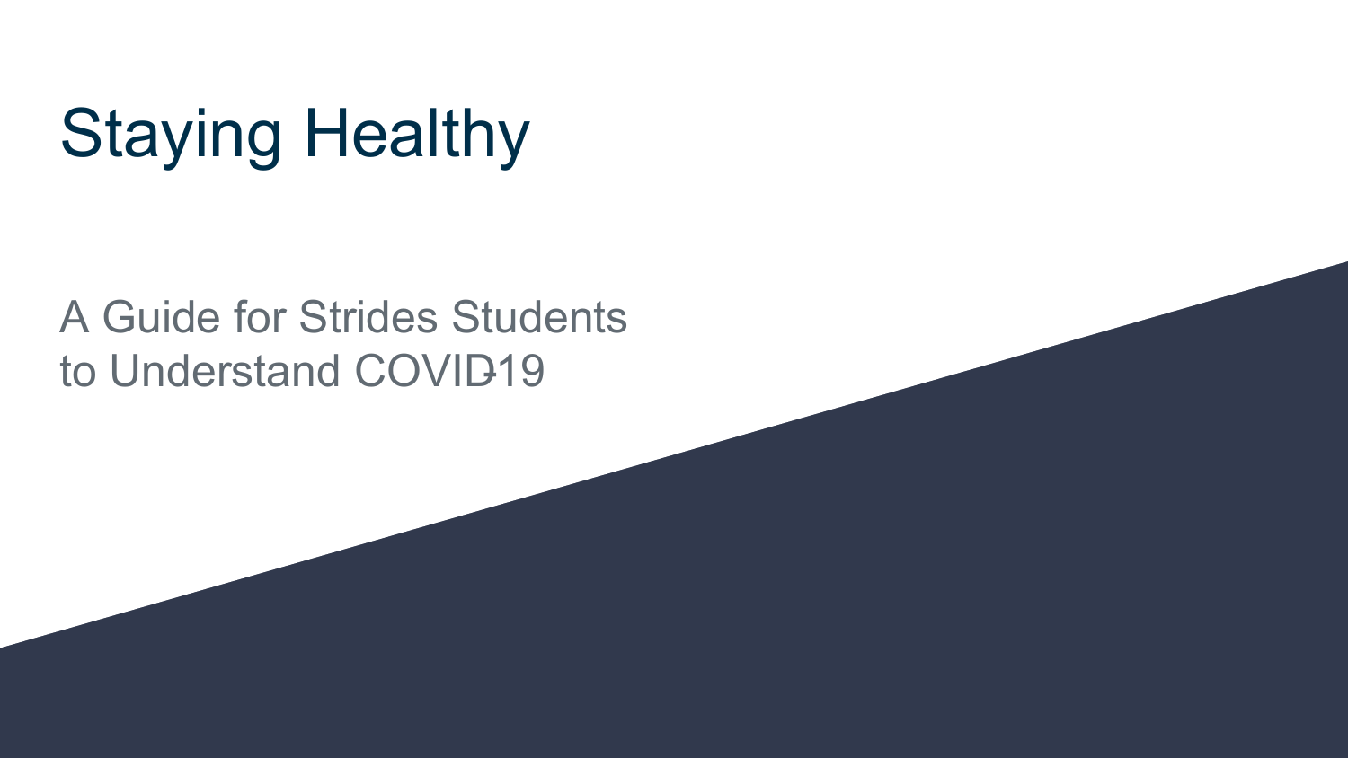# Staying Healthy

A Guide for Strides Students
to Understand COVID-19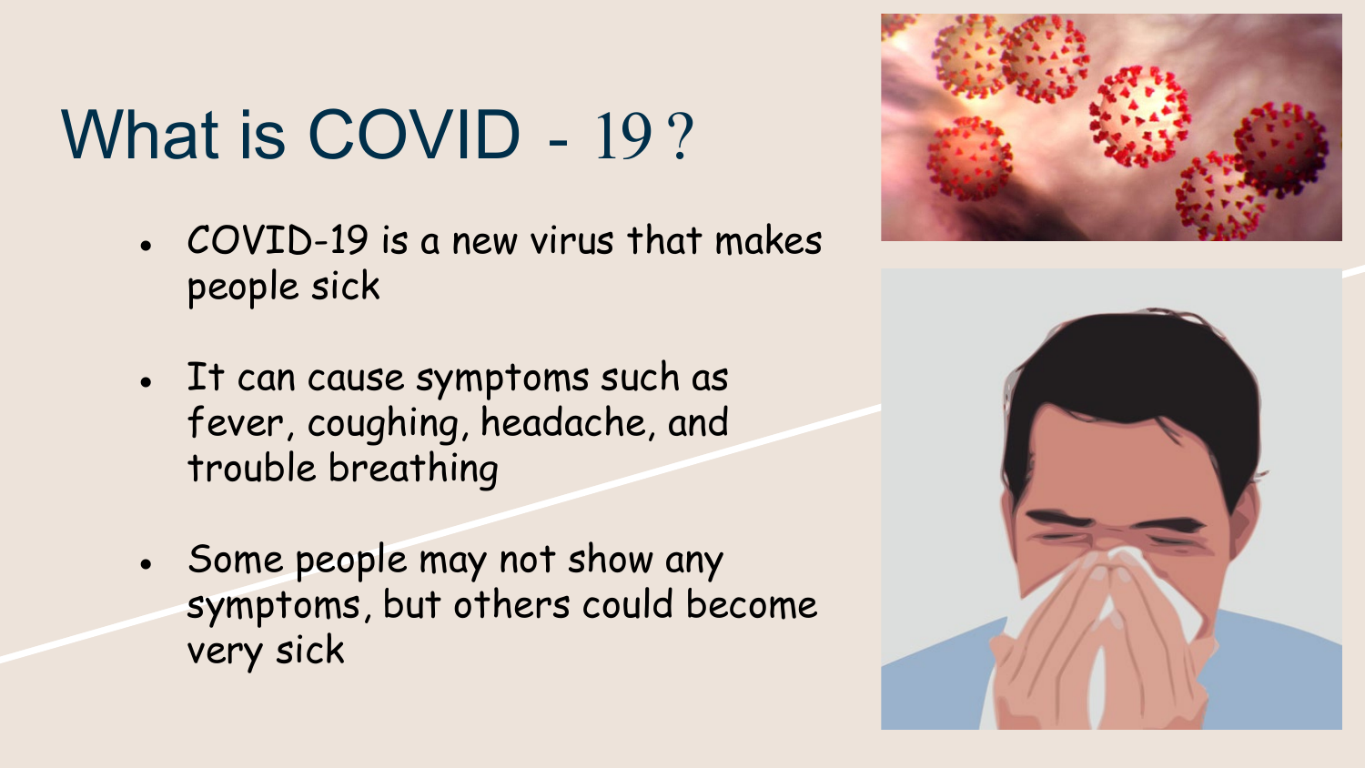# What is COVID - 19?

- COVID-19 is a new virus that makes people sick
- It can cause symptoms such as fever, coughing, headache, and trouble breathing
- Some people may not show any symptoms, but others could become very sick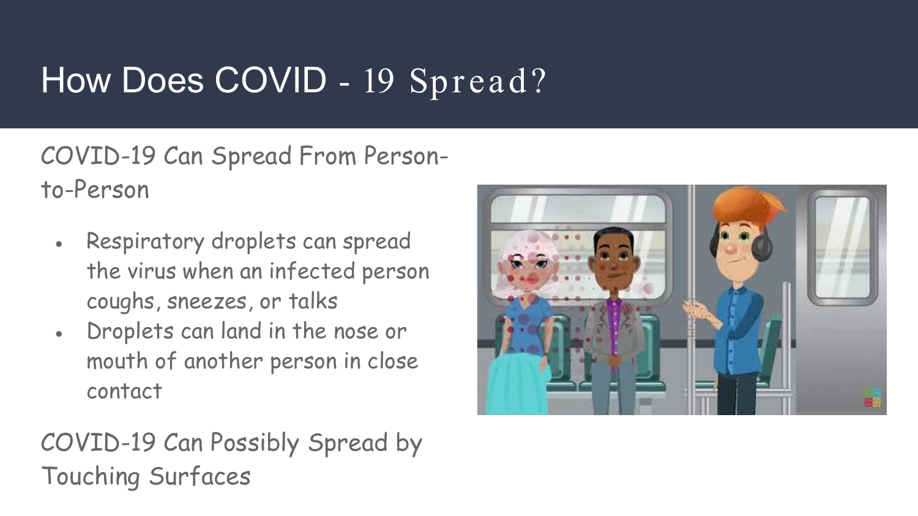# How Does COVID - 19 Spread?

COVID-19 Can Spread From Person-to-Person

- Respiratory droplets can spread the virus when an infected person coughs, sneezes, or talks
- Droplets can land in the nose or mouth of another person in close contact

COVID-19 Can Possibly Spread by Touching Surfaces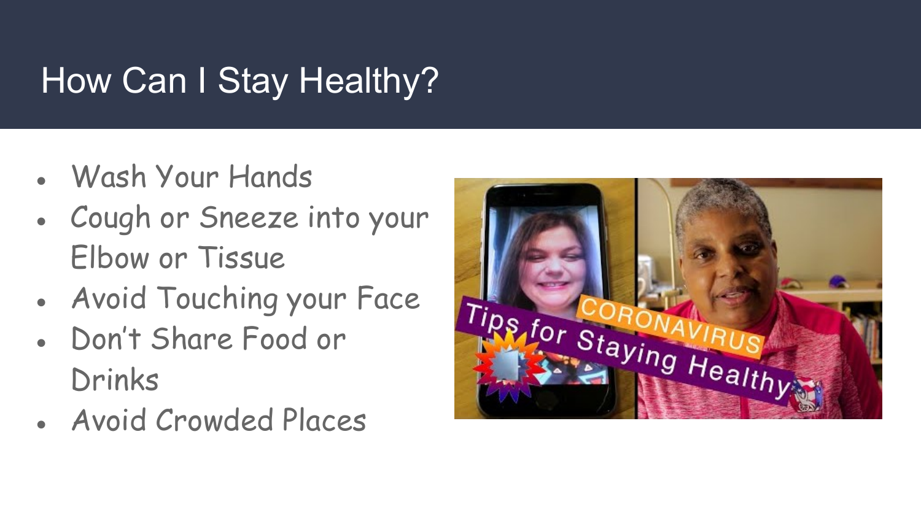# How Can I Stay Healthy?

- Wash Your Hands
- Cough or Sneeze into your Elbow or Tissue
- Avoid Touching your Face
- Don't Share Food or Drinks
- Avoid Crowded Places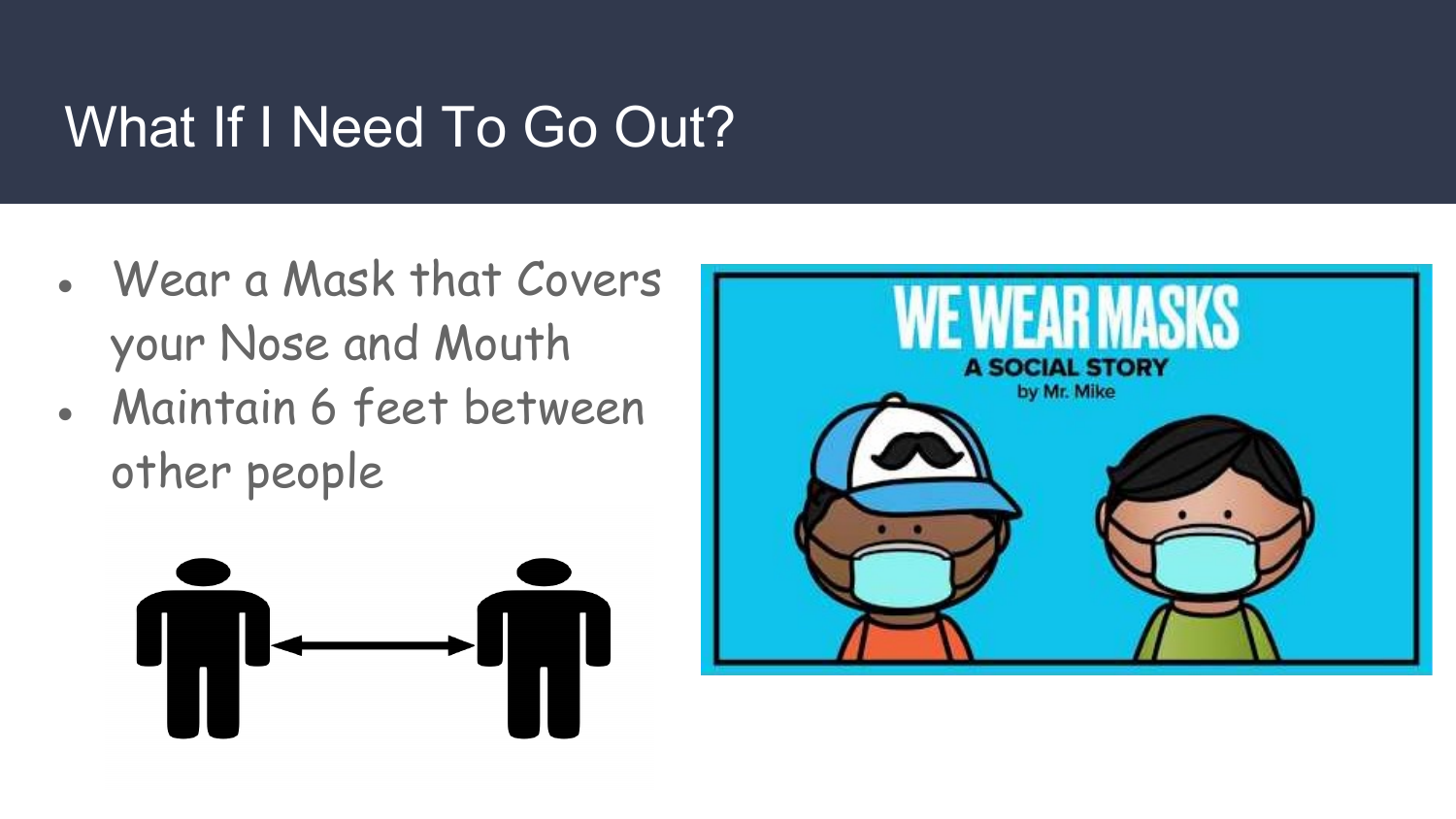# What If I Need To Go Out?

- Wear a Mask that Covers your Nose and Mouth
- Maintain 6 feet between other people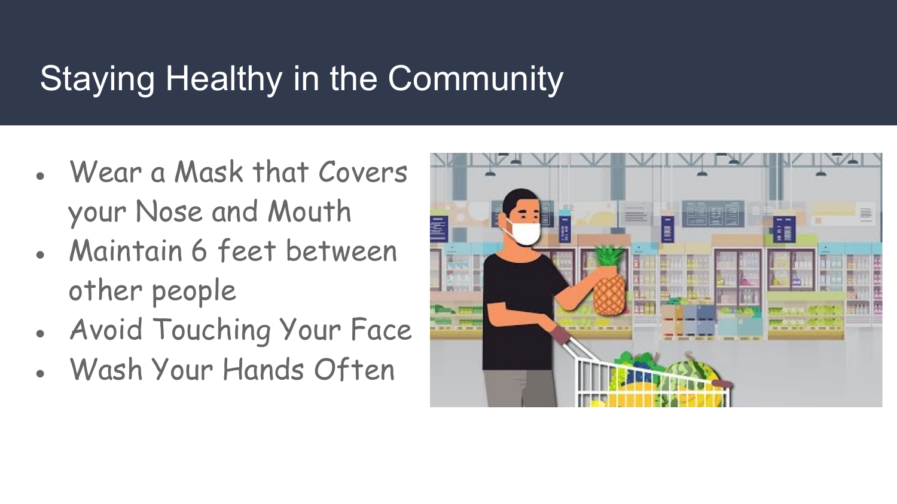# Staying Healthy in the Community

- Wear a Mask that Covers your Nose and Mouth
- Maintain 6 feet between other people
- Avoid Touching Your Face
- Wash Your Hands Often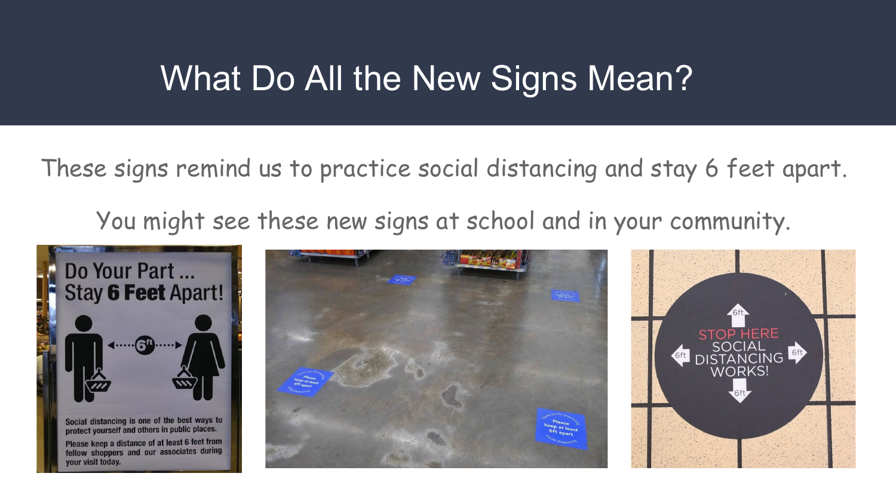# What Do All the New Signs Mean?

These signs remind us to practice social distancing and stay 6 feet apart.

You might see these new signs at school and in your community.

Do Your Part ...
Stay **6 Feet** Apart!

6ft

Social distancing is one of the best ways to protect yourself and others in public places.

Please keep a distance of at least 6 feet from fellow shoppers and our associates during your visit today.

STOP HERE
SOCIAL
DISTANCING
WORKS!

6ft 6ft 6ft 6ft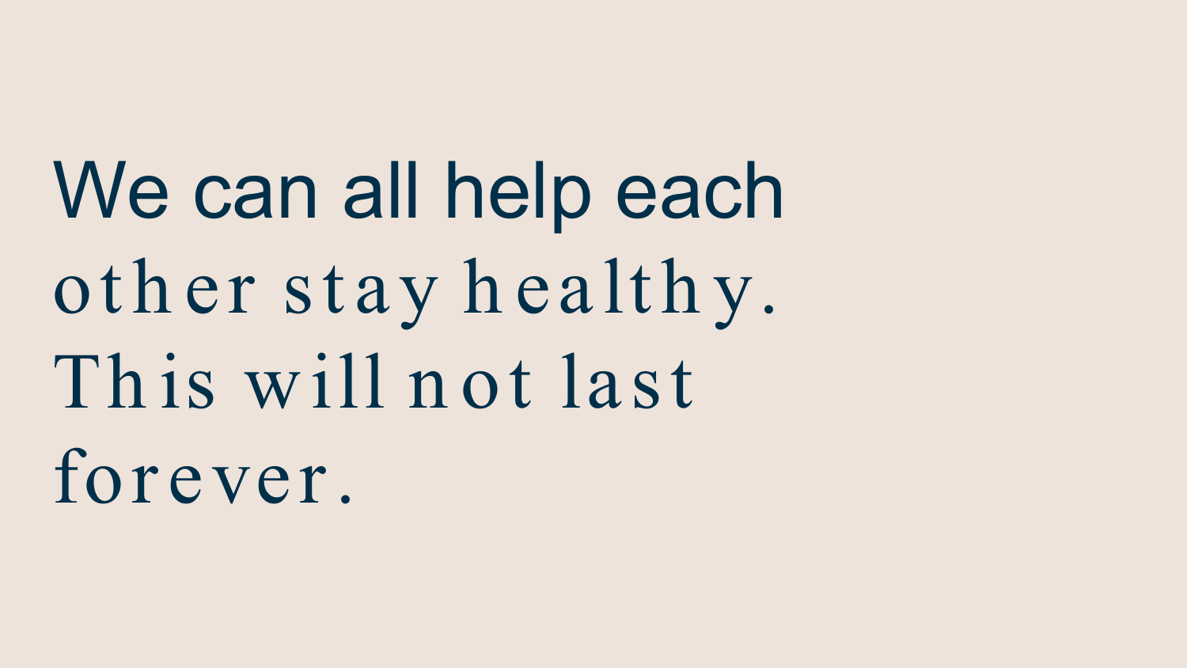We can all help each other stay healthy. This will not last forever.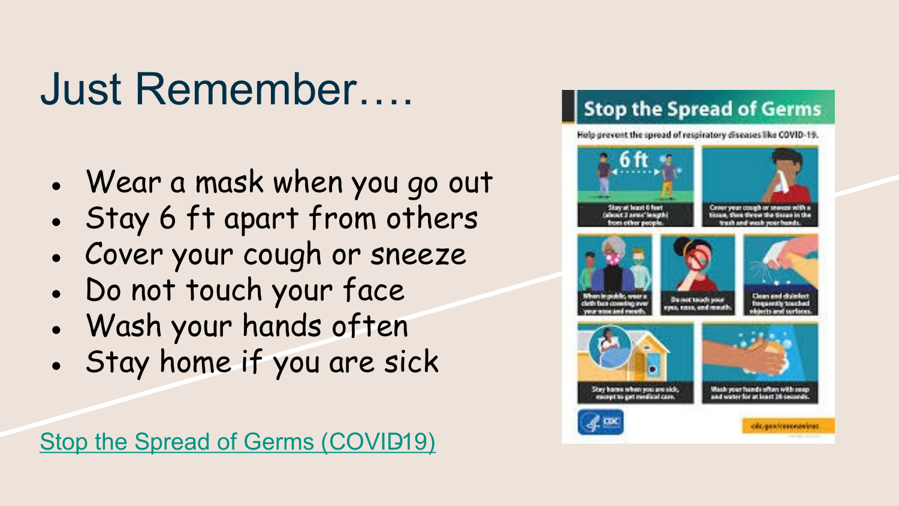# Just Remember….

- Wear a mask when you go out
- Stay 6 ft apart from others
- Cover your cough or sneeze
- Do not touch your face
- Wash your hands often
- Stay home if you are sick

Stop the Spread of Germs (COVID-19)

## Stop the Spread of Germs

Help prevent the spread of respiratory diseases like COVID-19.

6 ft

Stay at least 6 feet (about 2 arms' length) from other people.

Cover your cough or sneeze with a tissue, then throw the tissue in the trash and wash your hands.

When in public, wear a cloth face covering over your nose and mouth.

Do not touch your eyes, nose, and mouth.

Clean and disinfect frequently touched objects and surfaces.

Stay home when you are sick, except to get medical care.

Wash your hands often with soap and water for at least 20 seconds.

CDC

cdc.gov/coronavirus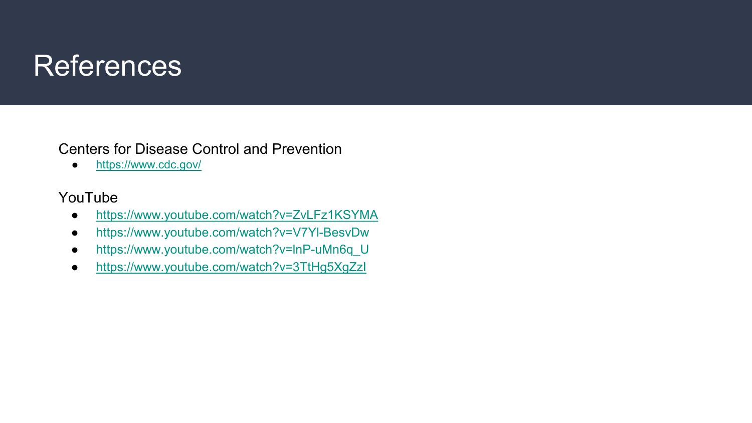# References

Centers for Disease Control and Prevention

- https://www.cdc.gov/

YouTube

- https://www.youtube.com/watch?v=ZvLFz1KSYMA
- https://www.youtube.com/watch?v=V7Yl-BesvDw
- https://www.youtube.com/watch?v=lnP-uMn6q_U
- https://www.youtube.com/watch?v=3TtHg5XgZzI